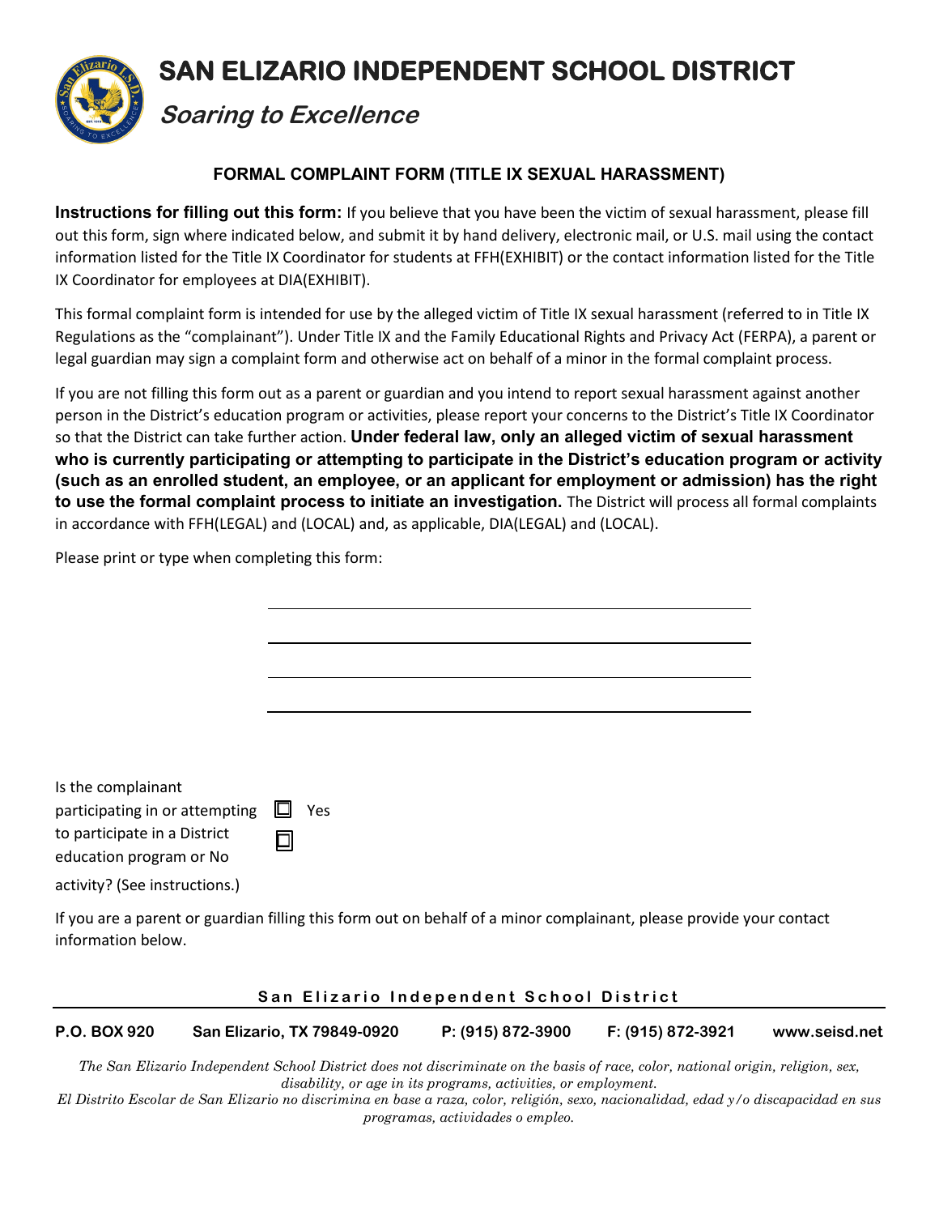# SAN ELIZARIO INDEPENDENT SCHOOL DISTRICT

## *Soaring to Excellence*

### FORMAL COMPLAINT FORM (TITLE IX SEXUAL HARASSMENT)

**Instructions for filling out this form:** If you believe that you have been the victim of sexual harassment, please fill out this form, sign where indicated below, and submit it by hand delivery, electronic mail, or U.S. mail using the contact information listed for the Title IX Coordinator for students at FFH(EXHIBIT) or the contact information listed for the Title IX Coordinator for employees at DIA(EXHIBIT).

This formal complaint form is intended for use by the alleged victim of Title IX sexual harassment (referred to in Title IX Regulations as the "complainant"). Under Title IX and the Family Educational Rights and Privacy Act (FERPA), a parent or legal guardian may sign a complaint form and otherwise act on behalf of a minor in the formal complaint process.

If you are not filling this form out as a parent or guardian and you intend to report sexual harassment against another person in the District's education program or activities, please report your concerns to the District's Title IX Coordinator so that the District can take further action. **Under federal law, only an alleged victim of sexual harassment who is currently participating or attempting to participate in the District's education program or activity (such as an enrolled student, an employee, or an applicant for employment or admission) has the right to use the formal complaint process to initiate an investigation.** The District will process all formal complaints in accordance with FFH(LEGAL) and (LOCAL) and, as applicable, DIA(LEGAL) and (LOCAL).

Please print or type when completing this form:

\_\_\_\_\_\_\_\_\_\_\_\_\_\_\_\_\_\_\_\_\_\_\_\_\_\_\_\_\_\_\_\_\_\_\_\_\_\_\_\_

\_\_\_\_\_\_\_\_\_\_\_\_\_\_\_\_\_\_\_\_\_\_\_\_\_\_\_\_\_\_\_\_\_\_\_\_\_\_\_\_

\_\_\_\_\_\_\_\_\_\_\_\_\_\_\_\_\_\_\_\_\_\_\_\_\_\_\_\_\_\_\_\_\_\_\_\_\_\_\_\_

\_\_\_\_\_\_\_\_\_\_\_\_\_\_\_\_\_\_\_\_\_\_\_\_\_\_\_\_\_\_\_\_\_\_\_\_\_\_\_\_

Is the complainant participating in or attempting to participate in a District education program or activity? (See instructions.)

☐ Yes

☐ No

If you are a parent or guardian filling this form out on behalf of a minor complainant, please provide your contact information below.

**San Elizario Independent School District**

**P.O. BOX 920** | **San Elizario, TX 79849-0920** | **P: (915) 872-3900** | **F: (915) 872-3921** | **www.seisd.net**

*The San Elizario Independent School District does not discriminate on the basis of race, color, national origin, religion, sex, disability, or age in its programs, activities, or employment.*

*El Distrito Escolar de San Elizario no discrimina en base a raza, color, religión, sexo, nacionalidad, edad y/o discapacidad en sus programas, actividades o empleo.*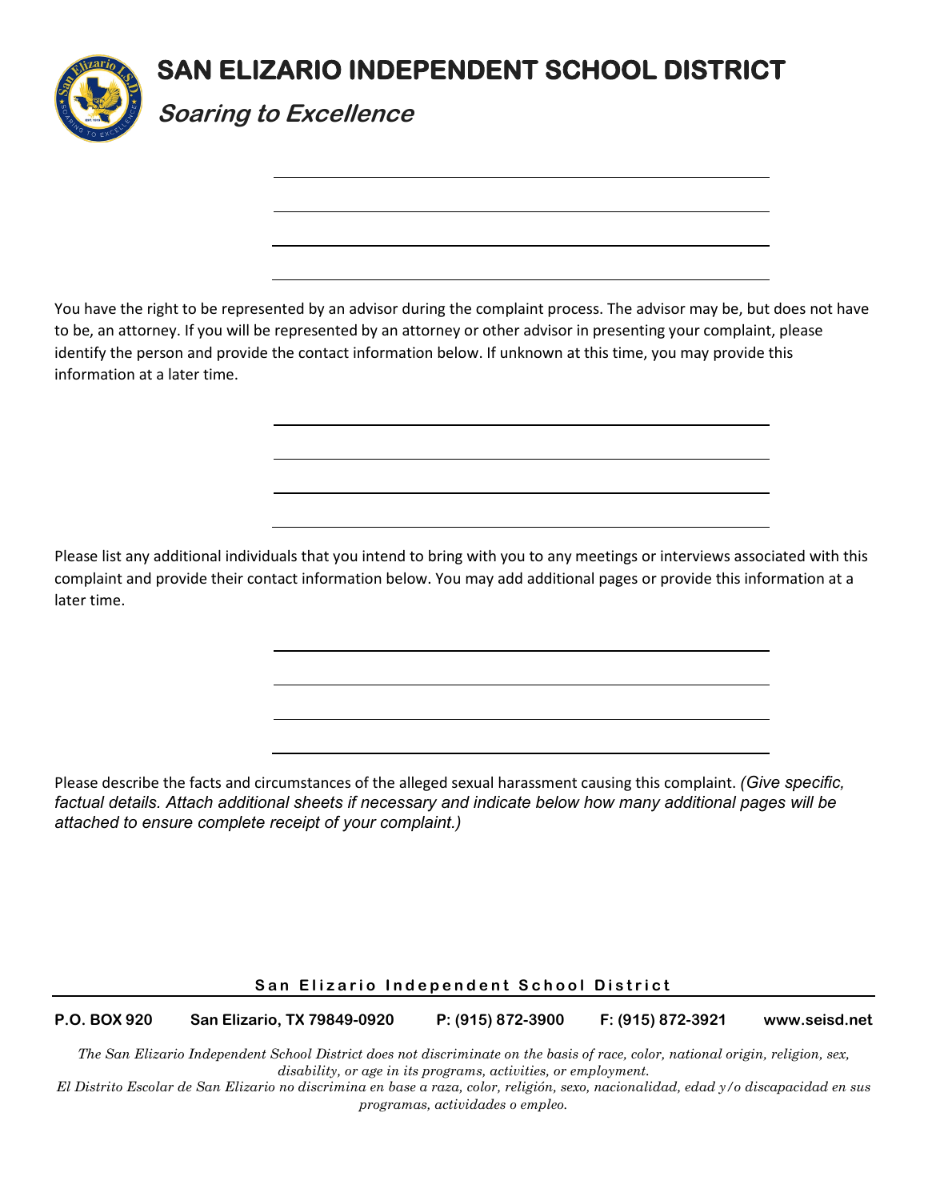# SAN ELIZARIO INDEPENDENT SCHOOL DISTRICT

***Soaring to Excellence***

You have the right to be represented by an advisor during the complaint process. The advisor may be, but does not have to be, an attorney. If you will be represented by an attorney or other advisor in presenting your complaint, please identify the person and provide the contact information below. If unknown at this time, you may provide this information at a later time.

Please list any additional individuals that you intend to bring with you to any meetings or interviews associated with this complaint and provide their contact information below. You may add additional pages or provide this information at a later time.

Please describe the facts and circumstances of the alleged sexual harassment causing this complaint. *(Give specific, factual details. Attach additional sheets if necessary and indicate below how many additional pages will be attached to ensure complete receipt of your complaint.)*

**San Elizario Independent School District**

**P.O. BOX 920** **San Elizario, TX 79849-0920** **P: (915) 872-3900** **F: (915) 872-3921** **www.seisd.net**

*The San Elizario Independent School District does not discriminate on the basis of race, color, national origin, religion, sex, disability, or age in its programs, activities, or employment.*

*El Distrito Escolar de San Elizario no discrimina en base a raza, color, religión, sexo, nacionalidad, edad y/o discapacidad en sus programas, actividades o empleo.*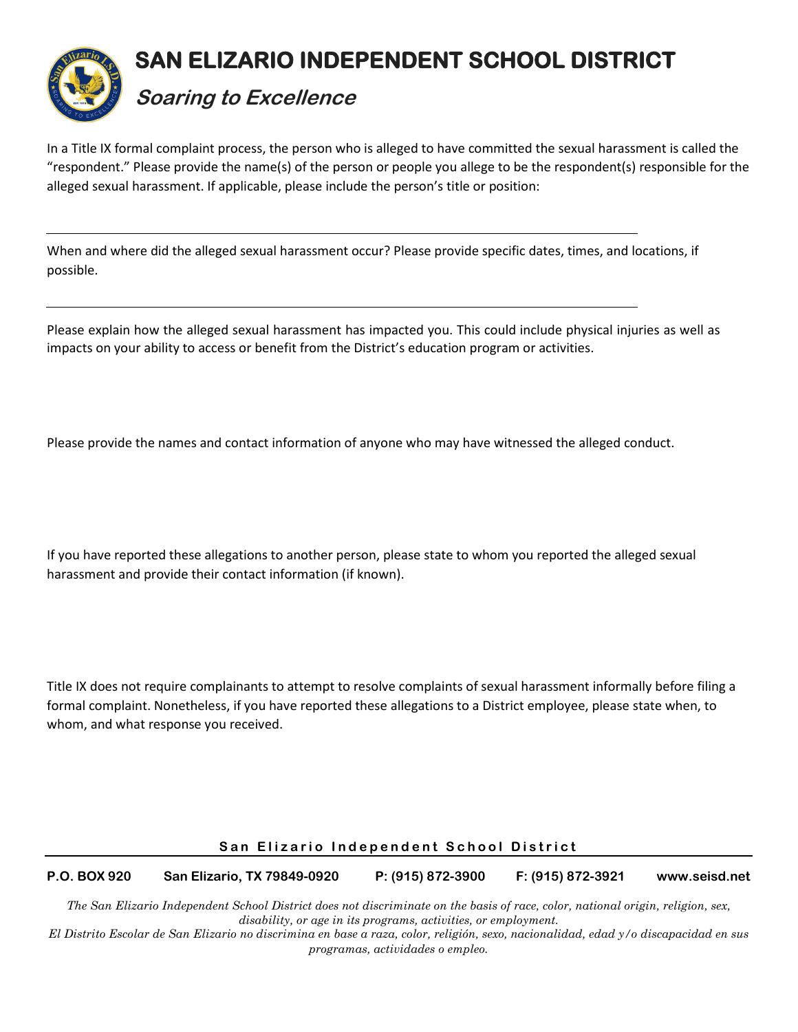In a Title IX formal complaint process, the person who is alleged to have committed the sexual harassment is called the "respondent." Please provide the name(s) of the person or people you allege to be the respondent(s) responsible for the alleged sexual harassment. If applicable, please include the person's title or position:

\_\_\_\_\_\_\_\_\_\_\_\_\_\_\_\_\_\_\_\_\_\_\_\_\_\_\_\_\_\_\_\_\_\_\_\_\_\_\_\_\_\_\_\_\_\_\_\_\_\_\_\_\_\_\_\_\_\_\_\_\_\_\_\_\_\_\_\_\_\_

When and where did the alleged sexual harassment occur? Please provide specific dates, times, and locations, if possible.

\_\_\_\_\_\_\_\_\_\_\_\_\_\_\_\_\_\_\_\_\_\_\_\_\_\_\_\_\_\_\_\_\_\_\_\_\_\_\_\_\_\_\_\_\_\_\_\_\_\_\_\_\_\_\_\_\_\_\_\_\_\_\_\_\_\_\_\_\_\_

Please explain how the alleged sexual harassment has impacted you. This could include physical injuries as well as impacts on your ability to access or benefit from the District's education program or activities.

Please provide the names and contact information of anyone who may have witnessed the alleged conduct.

If you have reported these allegations to another person, please state to whom you reported the alleged sexual harassment and provide their contact information (if known).

Title IX does not require complainants to attempt to resolve complaints of sexual harassment informally before filing a formal complaint. Nonetheless, if you have reported these allegations to a District employee, please state when, to whom, and what response you received.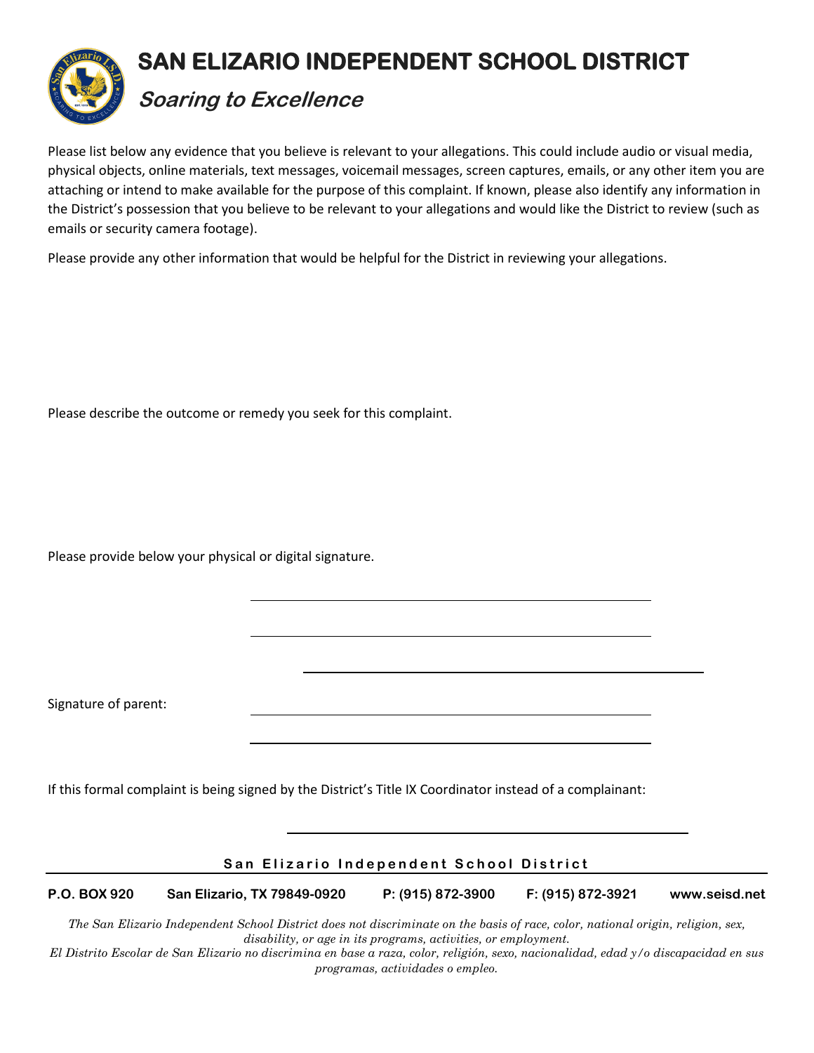# SAN ELIZARIO INDEPENDENT SCHOOL DISTRICT

## *Soaring to Excellence*

Please list below any evidence that you believe is relevant to your allegations. This could include audio or visual media, physical objects, online materials, text messages, voicemail messages, screen captures, emails, or any other item you are attaching or intend to make available for the purpose of this complaint. If known, please also identify any information in the District's possession that you believe to be relevant to your allegations and would like the District to review (such as emails or security camera footage).

Please provide any other information that would be helpful for the District in reviewing your allegations.

Please describe the outcome or remedy you seek for this complaint.

Please provide below your physical or digital signature.

\_\_\_\_\_\_\_\_\_\_\_\_\_\_\_\_\_\_\_\_\_\_\_\_\_\_\_\_\_\_\_\_\_\_\_\_\_\_\_\_

\_\_\_\_\_\_\_\_\_\_\_\_\_\_\_\_\_\_\_\_\_\_\_\_\_\_\_\_\_\_\_\_\_\_\_\_\_\_\_\_

\_\_\_\_\_\_\_\_\_\_\_\_\_\_\_\_\_\_\_\_\_\_\_\_\_\_\_\_\_\_\_\_\_\_\_\_\_\_\_\_

Signature of parent: \_\_\_\_\_\_\_\_\_\_\_\_\_\_\_\_\_\_\_\_\_\_\_\_\_\_\_\_\_\_\_\_\_\_\_\_\_\_\_\_

\_\_\_\_\_\_\_\_\_\_\_\_\_\_\_\_\_\_\_\_\_\_\_\_\_\_\_\_\_\_\_\_\_\_\_\_\_\_\_\_

If this formal complaint is being signed by the District's Title IX Coordinator instead of a complainant:

\_\_\_\_\_\_\_\_\_\_\_\_\_\_\_\_\_\_\_\_\_\_\_\_\_\_\_\_\_\_\_\_\_\_\_\_\_\_\_\_

**San Elizario Independent School District**

**P.O. BOX 920** **San Elizario, TX 79849-0920** **P: (915) 872-3900** **F: (915) 872-3921** **www.seisd.net**

*The San Elizario Independent School District does not discriminate on the basis of race, color, national origin, religion, sex, disability, or age in its programs, activities, or employment.*

*El Distrito Escolar de San Elizario no discrimina en base a raza, color, religión, sexo, nacionalidad, edad y/o discapacidad en sus programas, actividades o empleo.*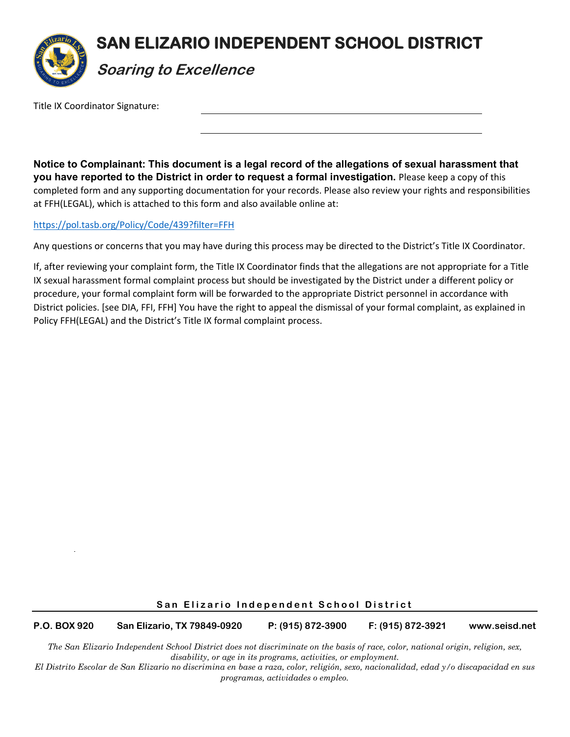Title IX Coordinator Signature: ______________________________

______________________________

**Notice to Complainant: This document is a legal record of the allegations of sexual harassment that you have reported to the District in order to request a formal investigation.** Please keep a copy of this completed form and any supporting documentation for your records. Please also review your rights and responsibilities at FFH(LEGAL), which is attached to this form and also available online at:

https://pol.tasb.org/Policy/Code/439?filter=FFH

Any questions or concerns that you may have during this process may be directed to the District's Title IX Coordinator.

If, after reviewing your complaint form, the Title IX Coordinator finds that the allegations are not appropriate for a Title IX sexual harassment formal complaint process but should be investigated by the District under a different policy or procedure, your formal complaint form will be forwarded to the appropriate District personnel in accordance with District policies. [see DIA, FFI, FFH] You have the right to appeal the dismissal of your formal complaint, as explained in Policy FFH(LEGAL) and the District's Title IX formal complaint process.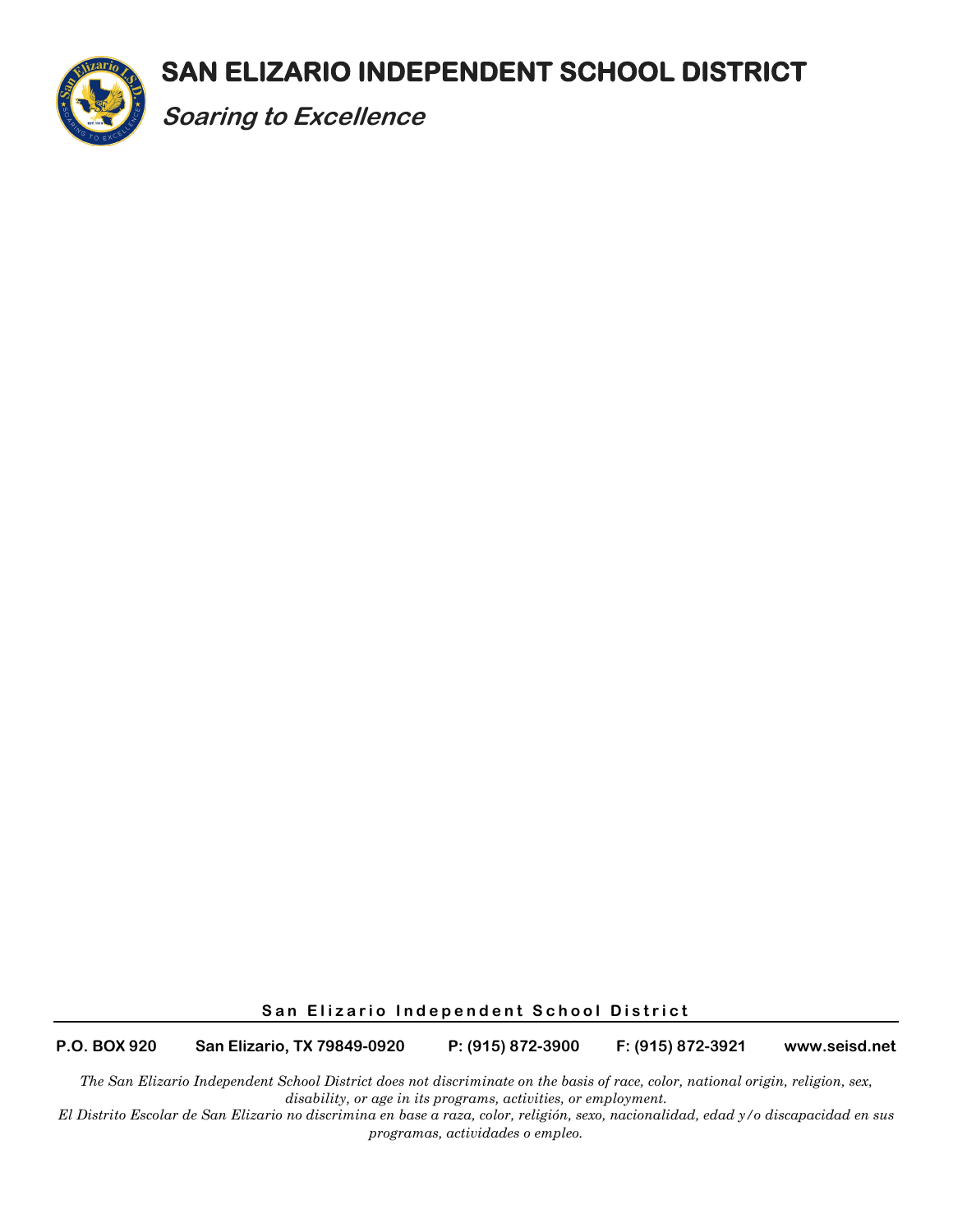# SAN ELIZARIO INDEPENDENT SCHOOL DISTRICT

***Soaring to Excellence***

**San Elizario Independent School District**

**P.O. BOX 920 San Elizario, TX 79849-0920 P: (915) 872-3900 F: (915) 872-3921 www.seisd.net**

*The San Elizario Independent School District does not discriminate on the basis of race, color, national origin, religion, sex, disability, or age in its programs, activities, or employment.*

*El Distrito Escolar de San Elizario no discrimina en base a raza, color, religión, sexo, nacionalidad, edad y/o discapacidad en sus programas, actividades o empleo.*